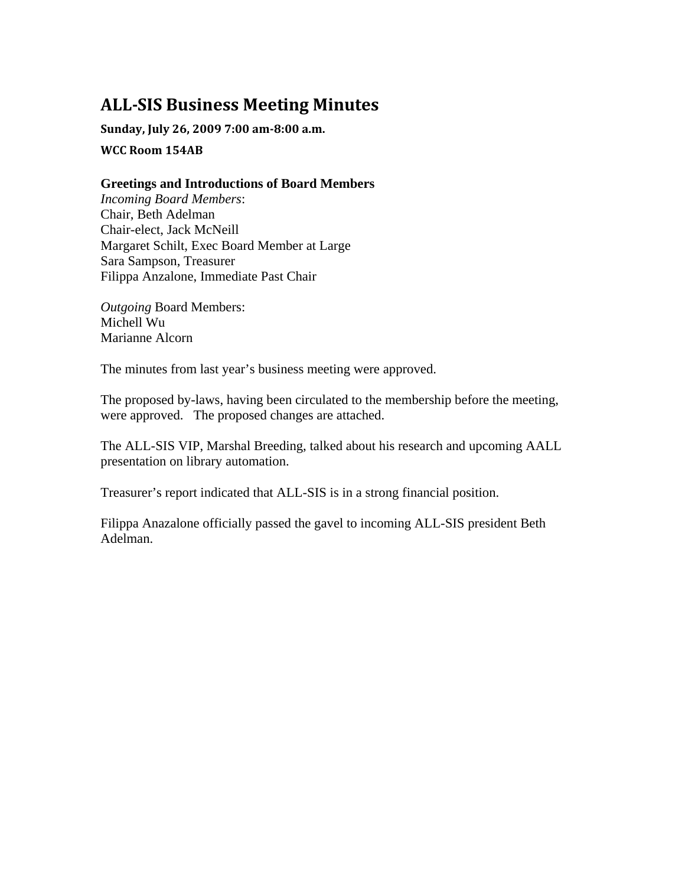# ALL-SIS Business Meeting Minutes

**Sunday, July 26, 2009 7:00 am-8:00 a.m.**

**WCC Room 154AB**

**Greetings and Introductions of Board Members**

*Incoming Board Members*:
Chair, Beth Adelman
Chair-elect, Jack McNeill
Margaret Schilt, Exec Board Member at Large
Sara Sampson, Treasurer
Filippa Anzalone, Immediate Past Chair

*Outgoing* Board Members:
Michell Wu
Marianne Alcorn

The minutes from last year's business meeting were approved.

The proposed by-laws, having been circulated to the membership before the meeting, were approved. The proposed changes are attached.

The ALL-SIS VIP, Marshal Breeding, talked about his research and upcoming AALL presentation on library automation.

Treasurer's report indicated that ALL-SIS is in a strong financial position.

Filippa Anazalone officially passed the gavel to incoming ALL-SIS president Beth Adelman.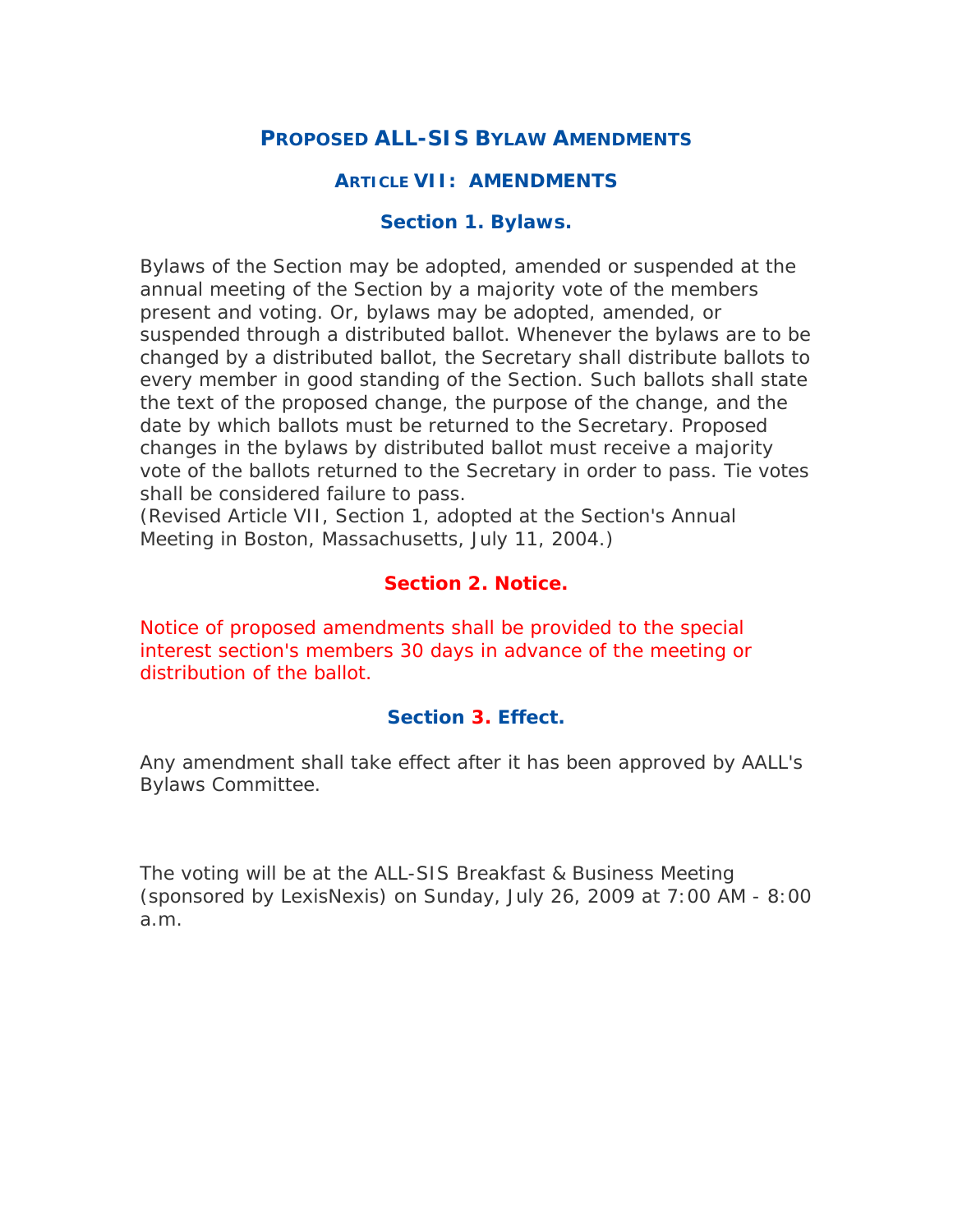# PROPOSED ALL-SIS BYLAW AMENDMENTS

## ARTICLE VII: AMENDMENTS

### Section 1. Bylaws.

Bylaws of the Section may be adopted, amended or suspended at the annual meeting of the Section by a majority vote of the members present and voting. Or, bylaws may be adopted, amended, or suspended through a distributed ballot. Whenever the bylaws are to be changed by a distributed ballot, the Secretary shall distribute ballots to every member in good standing of the Section. Such ballots shall state the text of the proposed change, the purpose of the change, and the date by which ballots must be returned to the Secretary. Proposed changes in the bylaws by distributed ballot must receive a majority vote of the ballots returned to the Secretary in order to pass. Tie votes shall be considered failure to pass.
(Revised Article VII, Section 1, adopted at the Section's Annual Meeting in Boston, Massachusetts, July 11, 2004.)

### Section 2. Notice.

Notice of proposed amendments shall be provided to the special interest section's members 30 days in advance of the meeting or distribution of the ballot.

### Section 3. Effect.

Any amendment shall take effect after it has been approved by AALL's Bylaws Committee.

The voting will be at the ALL-SIS Breakfast & Business Meeting (sponsored by LexisNexis) on Sunday, July 26, 2009 at 7:00 AM - 8:00 a.m.